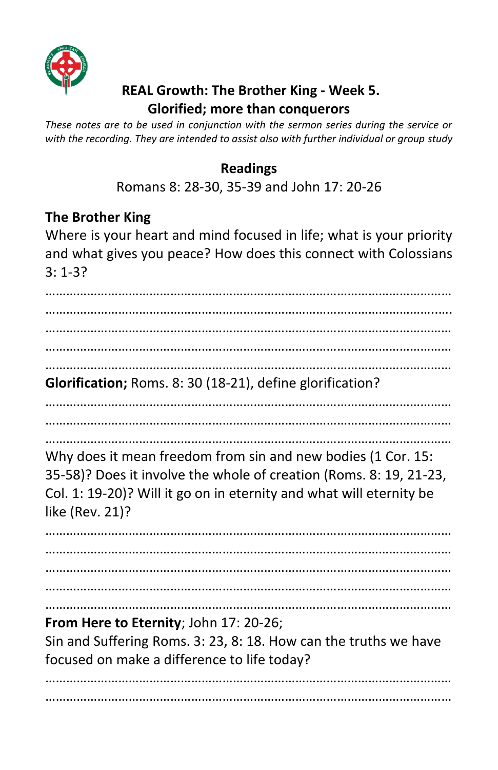## REAL Growth: The Brother King - Week 5.
## Glorified; more than conquerors

*These notes are to be used in conjunction with the sermon series during the service or with the recording. They are intended to assist also with further individual or group study*

### Readings

Romans 8: 28-30, 35-39 and John 17: 20-26

### The Brother King

Where is your heart and mind focused in life; what is your priority and what gives you peace? How does this connect with Colossians 3: 1-3?

……………………………………………………………………………………………………
……………………………………………………………………………………………………
……………………………………………………………………………………………………
……………………………………………………………………………………………………
……………………………………………………………………………………………………

**Glorification;** Roms. 8: 30 (18-21), define glorification?

……………………………………………………………………………………………………
……………………………………………………………………………………………………
……………………………………………………………………………………………………

Why does it mean freedom from sin and new bodies (1 Cor. 15: 35-58)? Does it involve the whole of creation (Roms. 8: 19, 21-23, Col. 1: 19-20)? Will it go on in eternity and what will eternity be like (Rev. 21)?

……………………………………………………………………………………………………
……………………………………………………………………………………………………
……………………………………………………………………………………………………
……………………………………………………………………………………………………
……………………………………………………………………………………………………

**From Here to Eternity**; John 17: 20-26;
Sin and Suffering Roms. 3: 23, 8: 18. How can the truths we have focused on make a difference to life today?

……………………………………………………………………………………………………
……………………………………………………………………………………………………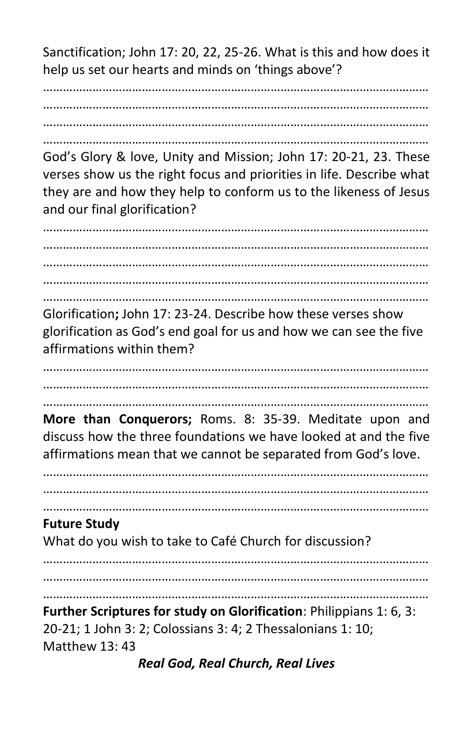Sanctification; John 17: 20, 22, 25-26. What is this and how does it help us set our hearts and minds on 'things above'?

……………………………………………………………………………………………………
……………………………………………………………………………………………………
……………………………………………………………………………………………………
……………………………………………………………………………………………………

God's Glory & love, Unity and Mission; John 17: 20-21, 23. These verses show us the right focus and priorities in life. Describe what they are and how they help to conform us to the likeness of Jesus and our final glorification?

……………………………………………………………………………………………………
……………………………………………………………………………………………………
……………………………………………………………………………………………………
……………………………………………………………………………………………………
……………………………………………………………………………………………………

Glorification**;** John 17: 23-24. Describe how these verses show glorification as God's end goal for us and how we can see the five affirmations within them?

……………………………………………………………………………………………………
……………………………………………………………………………………………………
……………………………………………………………………………………………………

**More than Conquerors;** Roms. 8: 35-39. Meditate upon and discuss how the three foundations we have looked at and the five affirmations mean that we cannot be separated from God's love.

……………………………………………………………………………………………………
……………………………………………………………………………………………………
……………………………………………………………………………………………………

**Future Study**

What do you wish to take to Café Church for discussion?

……………………………………………………………………………………………………
……………………………………………………………………………………………………
……………………………………………………………………………………………………

**Further Scriptures for study on Glorification**: Philippians 1: 6, 3: 20-21; 1 John 3: 2; Colossians 3: 4; 2 Thessalonians 1: 10; Matthew 13: 43

***Real God, Real Church, Real Lives***